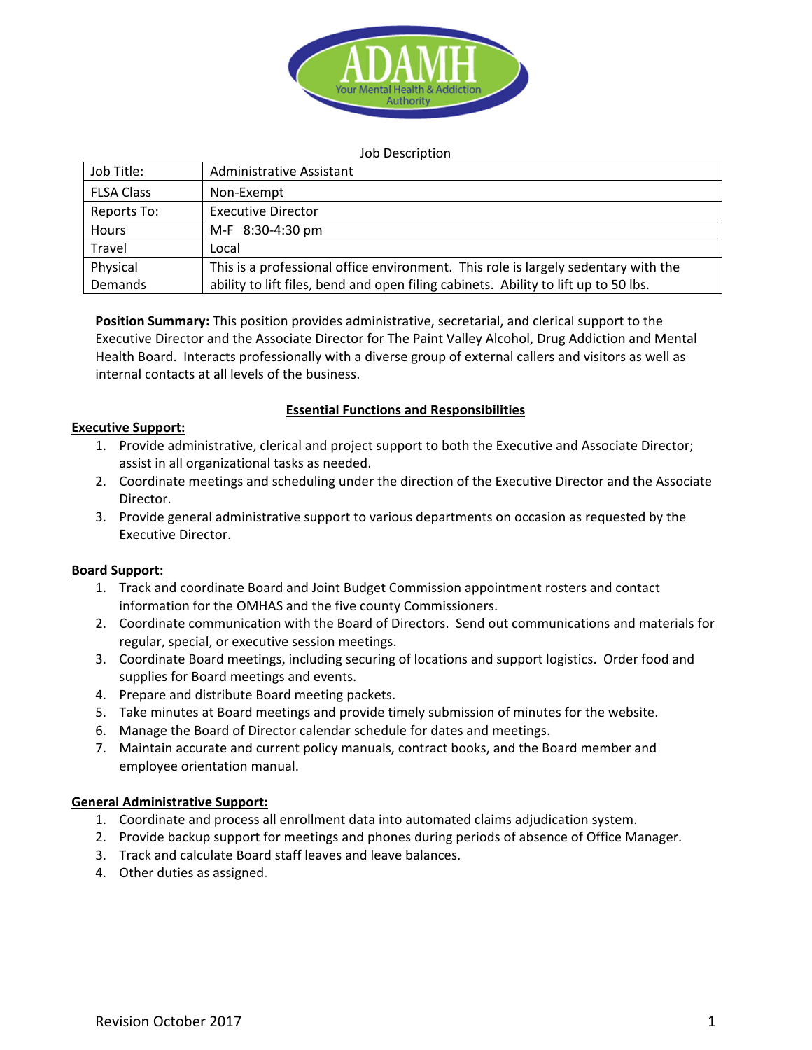ADAMH

Your Mental Health & Addiction Authority

Job Description

| Job Title: | Administrative Assistant |
|---|---|
| FLSA Class | Non-Exempt |
| Reports To: | Executive Director |
| Hours | M-F 8:30-4:30 pm |
| Travel | Local |
| Physical Demands | This is a professional office environment. This role is largely sedentary with the ability to lift files, bend and open filing cabinets. Ability to lift up to 50 lbs. |

**Position Summary:** This position provides administrative, secretarial, and clerical support to the Executive Director and the Associate Director for The Paint Valley Alcohol, Drug Addiction and Mental Health Board. Interacts professionally with a diverse group of external callers and visitors as well as internal contacts at all levels of the business.

## Essential Functions and Responsibilities

### Executive Support:

1. Provide administrative, clerical and project support to both the Executive and Associate Director; assist in all organizational tasks as needed.
2. Coordinate meetings and scheduling under the direction of the Executive Director and the Associate Director.
3. Provide general administrative support to various departments on occasion as requested by the Executive Director.

### Board Support:

1. Track and coordinate Board and Joint Budget Commission appointment rosters and contact information for the OMHAS and the five county Commissioners.
2. Coordinate communication with the Board of Directors. Send out communications and materials for regular, special, or executive session meetings.
3. Coordinate Board meetings, including securing of locations and support logistics. Order food and supplies for Board meetings and events.
4. Prepare and distribute Board meeting packets.
5. Take minutes at Board meetings and provide timely submission of minutes for the website.
6. Manage the Board of Director calendar schedule for dates and meetings.
7. Maintain accurate and current policy manuals, contract books, and the Board member and employee orientation manual.

### General Administrative Support:

1. Coordinate and process all enrollment data into automated claims adjudication system.
2. Provide backup support for meetings and phones during periods of absence of Office Manager.
3. Track and calculate Board staff leaves and leave balances.
4. Other duties as assigned.

Revision October 2017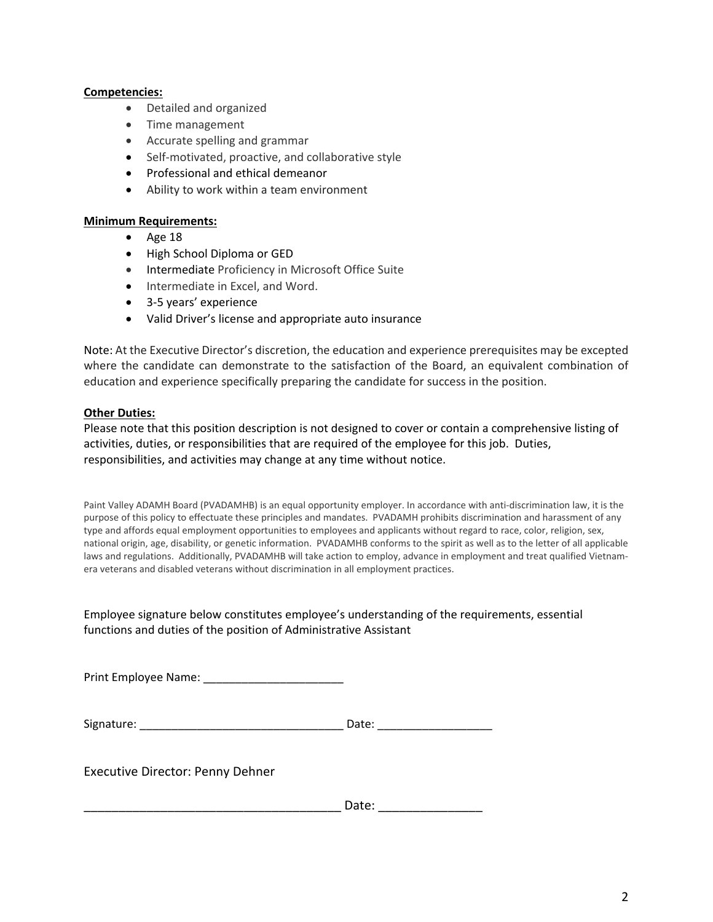**Competencies:**

- Detailed and organized
- Time management
- Accurate spelling and grammar
- Self-motivated, proactive, and collaborative style
- Professional and ethical demeanor
- Ability to work within a team environment

**Minimum Requirements:**

- Age 18
- High School Diploma or GED
- Intermediate Proficiency in Microsoft Office Suite
- Intermediate in Excel, and Word.
- 3-5 years' experience
- Valid Driver's license and appropriate auto insurance

Note: At the Executive Director's discretion, the education and experience prerequisites may be excepted where the candidate can demonstrate to the satisfaction of the Board, an equivalent combination of education and experience specifically preparing the candidate for success in the position.

**Other Duties:**

Please note that this position description is not designed to cover or contain a comprehensive listing of activities, duties, or responsibilities that are required of the employee for this job. Duties, responsibilities, and activities may change at any time without notice.

Paint Valley ADAMH Board (PVADAMHB) is an equal opportunity employer. In accordance with anti-discrimination law, it is the purpose of this policy to effectuate these principles and mandates. PVADAMH prohibits discrimination and harassment of any type and affords equal employment opportunities to employees and applicants without regard to race, color, religion, sex, national origin, age, disability, or genetic information. PVADAMHB conforms to the spirit as well as to the letter of all applicable laws and regulations. Additionally, PVADAMHB will take action to employ, advance in employment and treat qualified Vietnam-era veterans and disabled veterans without discrimination in all employment practices.

Employee signature below constitutes employee's understanding of the requirements, essential functions and duties of the position of Administrative Assistant

Print Employee Name: ______________________

Signature: ________________________________ Date: __________________

Executive Director: Penny Dehner

_______________________________________ Date: ________________